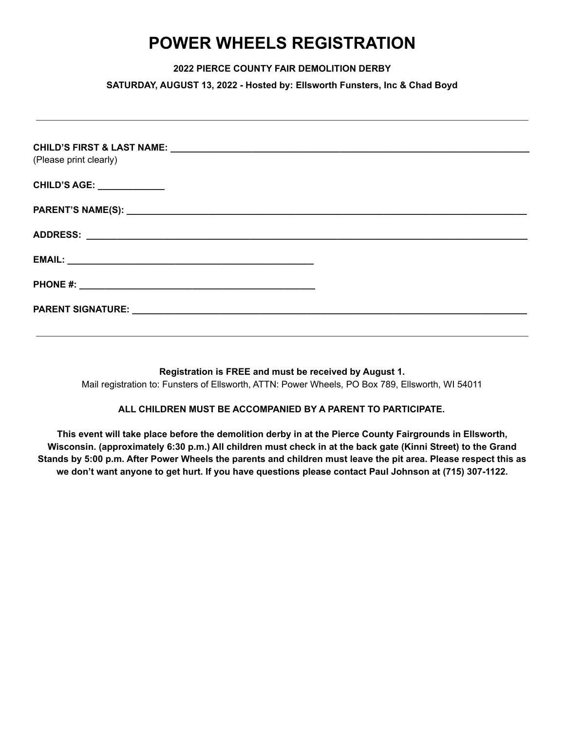# POWER WHEELS REGISTRATION

**2022 PIERCE COUNTY FAIR DEMOLITION DERBY**

**SATURDAY, AUGUST 13, 2022 - Hosted by: Ellsworth Funsters, Inc & Chad Boyd**

---

**CHILD'S FIRST & LAST NAME:** ______________________________________________
(Please print clearly)

**CHILD'S AGE:** _____________

**PARENT'S NAME(S):** ______________________________________________

**ADDRESS:** ______________________________________________

**EMAIL:** ______________________________________________

**PHONE #:** ______________________________________________

**PARENT SIGNATURE:** ______________________________________________

---

**Registration is FREE and must be received by August 1.**
Mail registration to: Funsters of Ellsworth, ATTN: Power Wheels, PO Box 789, Ellsworth, WI 54011

**ALL CHILDREN MUST BE ACCOMPANIED BY A PARENT TO PARTICIPATE.**

**This event will take place before the demolition derby in at the Pierce County Fairgrounds in Ellsworth, Wisconsin. (approximately 6:30 p.m.) All children must check in at the back gate (Kinni Street) to the Grand Stands by 5:00 p.m. After Power Wheels the parents and children must leave the pit area. Please respect this as we don't want anyone to get hurt. If you have questions please contact Paul Johnson at (715) 307-1122.**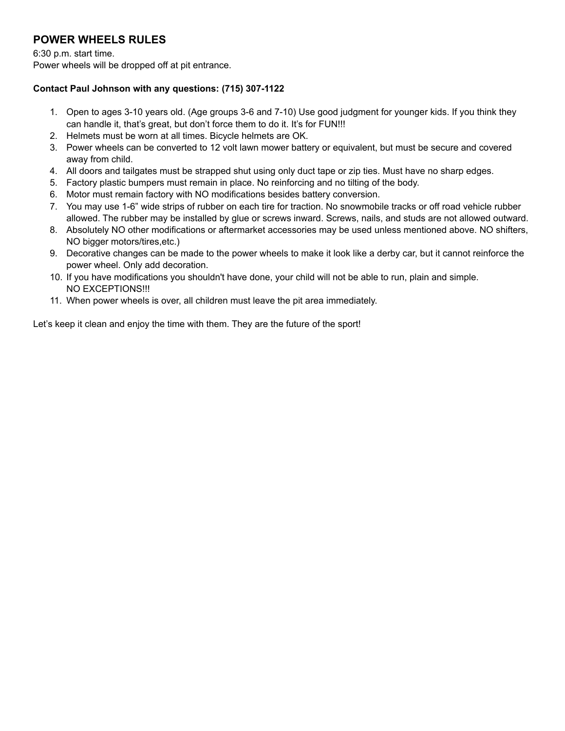## POWER WHEELS RULES

6:30 p.m. start time.
Power wheels will be dropped off at pit entrance.

**Contact Paul Johnson with any questions: (715) 307-1122**

1. Open to ages 3-10 years old. (Age groups 3-6 and 7-10) Use good judgment for younger kids. If you think they can handle it, that's great, but don't force them to do it. It's for FUN!!!
2. Helmets must be worn at all times. Bicycle helmets are OK.
3. Power wheels can be converted to 12 volt lawn mower battery or equivalent, but must be secure and covered away from child.
4. All doors and tailgates must be strapped shut using only duct tape or zip ties. Must have no sharp edges.
5. Factory plastic bumpers must remain in place. No reinforcing and no tilting of the body.
6. Motor must remain factory with NO modifications besides battery conversion.
7. You may use 1-6" wide strips of rubber on each tire for traction. No snowmobile tracks or off road vehicle rubber allowed. The rubber may be installed by glue or screws inward. Screws, nails, and studs are not allowed outward.
8. Absolutely NO other modifications or aftermarket accessories may be used unless mentioned above. NO shifters, NO bigger motors/tires,etc.)
9. Decorative changes can be made to the power wheels to make it look like a derby car, but it cannot reinforce the power wheel. Only add decoration.
10. If you have modifications you shouldn't have done, your child will not be able to run, plain and simple. NO EXCEPTIONS!!!
11. When power wheels is over, all children must leave the pit area immediately.

Let's keep it clean and enjoy the time with them. They are the future of the sport!